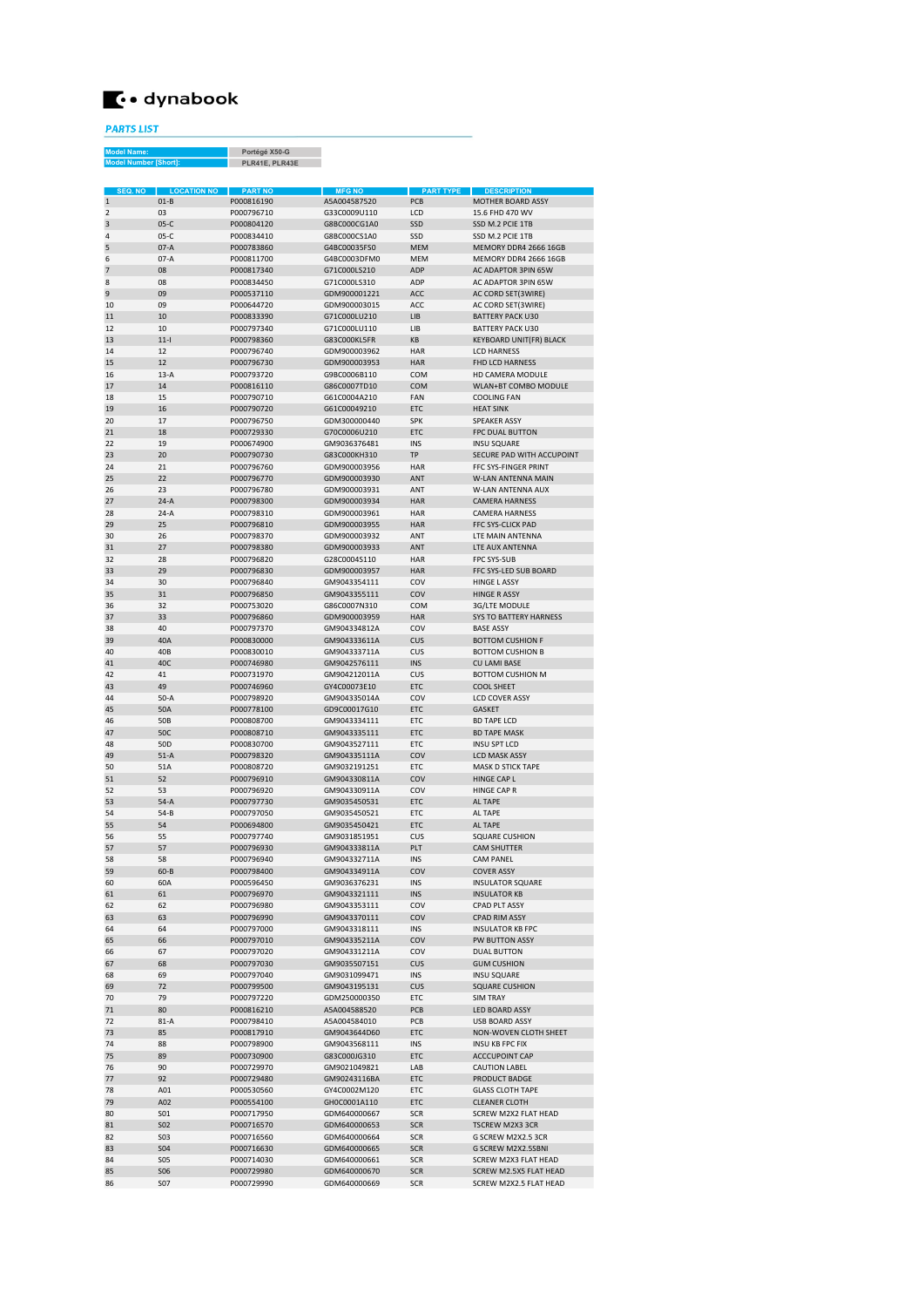dynabook

## PARTS LIST

| Model Name: | Portégé X50-G |
|---|---|
| Model Number [Short]: | PLR41E, PLR43E |

| SEQ. NO | LOCATION NO | PART NO | MFG NO | PART TYPE | DESCRIPTION |
|---|---|---|---|---|---|
| 1 | 01-B | P000816190 | A5A004587520 | PCB | MOTHER BOARD ASSY |
| 2 | 03 | P000796710 | G33C0009U110 | LCD | 15.6 FHD 470 WV |
| 3 | 05-C | P000804120 | G8BC000CG1A0 | SSD | SSD M.2 PCIE 1TB |
| 4 | 05-C | P000834410 | G8BC000CS1A0 | SSD | SSD M.2 PCIE 1TB |
| 5 | 07-A | P000783860 | G4BC00035FS0 | MEM | MEMORY DDR4 2666 16GB |
| 6 | 07-A | P000811700 | G4BC0003DFM0 | MEM | MEMORY DDR4 2666 16GB |
| 7 | 08 | P000817340 | G71C000LS210 | ADP | AC ADAPTOR 3PIN 65W |
| 8 | 08 | P000834450 | G71C000LS310 | ADP | AC ADAPTOR 3PIN 65W |
| 9 | 09 | P000537110 | GDM900001221 | ACC | AC CORD SET(3WIRE) |
| 10 | 09 | P000644720 | GDM900003015 | ACC | AC CORD SET(3WIRE) |
| 11 | 10 | P000833390 | G71C000LU210 | LIB | BATTERY PACK U30 |
| 12 | 10 | P000797340 | G71C000LU110 | LIB | BATTERY PACK U30 |
| 13 | 11-I | P000798360 | G83C000KL5FR | KB | KEYBOARD UNIT(FR) BLACK |
| 14 | 12 | P000796740 | GDM900003962 | HAR | LCD HARNESS |
| 15 | 12 | P000796730 | GDM900003953 | HAR | FHD LCD HARNESS |
| 16 | 13-A | P000793720 | G9BC0006B110 | COM | HD CAMERA MODULE |
| 17 | 14 | P000816110 | G86C0007TD10 | COM | WLAN+BT COMBO MODULE |
| 18 | 15 | P000790710 | G61C0004A210 | FAN | COOLING FAN |
| 19 | 16 | P000790720 | G61C00049210 | ETC | HEAT SINK |
| 20 | 17 | P000796750 | GDM300000440 | SPK | SPEAKER ASSY |
| 21 | 18 | P000729330 | G70C0006U210 | ETC | FPC DUAL BUTTON |
| 22 | 19 | P000674900 | GM9036376481 | INS | INSU SQUARE |
| 23 | 20 | P000790730 | G83C000KH310 | TP | SECURE PAD WITH ACCUPOINT |
| 24 | 21 | P000796760 | GDM900003956 | HAR | FFC SYS-FINGER PRINT |
| 25 | 22 | P000796770 | GDM900003930 | ANT | W-LAN ANTENNA MAIN |
| 26 | 23 | P000796780 | GDM900003931 | ANT | W-LAN ANTENNA AUX |
| 27 | 24-A | P000798300 | GDM900003934 | HAR | CAMERA HARNESS |
| 28 | 24-A | P000798310 | GDM900003961 | HAR | CAMERA HARNESS |
| 29 | 25 | P000796810 | GDM900003955 | HAR | FFC SYS-CLICK PAD |
| 30 | 26 | P000798370 | GDM900003932 | ANT | LTE MAIN ANTENNA |
| 31 | 27 | P000798380 | GDM900003933 | ANT | LTE AUX ANTENNA |
| 32 | 28 | P000796820 | G28C0004S110 | HAR | FPC SYS-SUB |
| 33 | 29 | P000796830 | GDM900003957 | HAR | FFC SYS-LED SUB BOARD |
| 34 | 30 | P000796840 | GM9043354111 | COV | HINGE L ASSY |
| 35 | 31 | P000796850 | GM9043355111 | COV | HINGE R ASSY |
| 36 | 32 | P000753020 | G86C0007N310 | COM | 3G/LTE MODULE |
| 37 | 33 | P000796860 | GDM900003959 | HAR | SYS TO BATTERY HARNESS |
| 38 | 40 | P000797370 | GM904334812A | COV | BASE ASSY |
| 39 | 40A | P000830000 | GM904333611A | CUS | BOTTOM CUSHION F |
| 40 | 40B | P000830010 | GM904333711A | CUS | BOTTOM CUSHION B |
| 41 | 40C | P000746980 | GM9042576111 | INS | CU LAMI BASE |
| 42 | 41 | P000731970 | GM904212011A | CUS | BOTTOM CUSHION M |
| 43 | 49 | P000746960 | GY4C00073E10 | ETC | COOL SHEET |
| 44 | 50-A | P000798920 | GM904335014A | COV | LCD COVER ASSY |
| 45 | 50A | P000778100 | GD9C00017G10 | ETC | GASKET |
| 46 | 50B | P000808700 | GM9043334111 | ETC | BD TAPE LCD |
| 47 | 50C | P000808710 | GM9043335111 | ETC | BD TAPE MASK |
| 48 | 50D | P000830700 | GM9043527111 | ETC | INSU SPT LCD |
| 49 | 51-A | P000798320 | GM904335111A | COV | LCD MASK ASSY |
| 50 | 51A | P000808720 | GM9032191251 | ETC | MASK D STICK TAPE |
| 51 | 52 | P000796910 | GM904330811A | COV | HINGE CAP L |
| 52 | 53 | P000796920 | GM904330911A | COV | HINGE CAP R |
| 53 | 54-A | P000797730 | GM9035450531 | ETC | AL TAPE |
| 54 | 54-B | P000797050 | GM9035450521 | ETC | AL TAPE |
| 55 | 54 | P000694800 | GM9035450421 | ETC | AL TAPE |
| 56 | 55 | P000797740 | GM9031851951 | CUS | SQUARE CUSHION |
| 57 | 57 | P000796930 | GM904333811A | PLT | CAM SHUTTER |
| 58 | 58 | P000796940 | GM904332711A | INS | CAM PANEL |
| 59 | 60-B | P000798400 | GM904334911A | COV | COVER ASSY |
| 60 | 60A | P000596450 | GM9036376231 | INS | INSULATOR SQUARE |
| 61 | 61 | P000796970 | GM9043321111 | INS | INSULATOR KB |
| 62 | 62 | P000796980 | GM9043353111 | COV | CPAD PLT ASSY |
| 63 | 63 | P000796990 | GM9043370111 | COV | CPAD RIM ASSY |
| 64 | 64 | P000797000 | GM9043318111 | INS | INSULATOR KB FPC |
| 65 | 66 | P000797010 | GM904335211A | COV | PW BUTTON ASSY |
| 66 | 67 | P000797020 | GM904331211A | COV | DUAL BUTTON |
| 67 | 68 | P000797030 | GM9035507151 | CUS | GUM CUSHION |
| 68 | 69 | P000797040 | GM9031099471 | INS | INSU SQUARE |
| 69 | 72 | P000799500 | GM9043195131 | CUS | SQUARE CUSHION |
| 70 | 79 | P000797220 | GDM250000350 | ETC | SIM TRAY |
| 71 | 80 | P000816210 | A5A004588520 | PCB | LED BOARD ASSY |
| 72 | 81-A | P000798410 | A5A004584010 | PCB | USB BOARD ASSY |
| 73 | 85 | P000817910 | GM9043644D60 | ETC | NON-WOVEN CLOTH SHEET |
| 74 | 88 | P000798900 | GM9043568111 | INS | INSU KB FPC FIX |
| 75 | 89 | P000730900 | G83C000JG310 | ETC | ACCCUPOINT CAP |
| 76 | 90 | P000729970 | GM9021049821 | LAB | CAUTION LABEL |
| 77 | 92 | P000729480 | GM90243116BA | ETC | PRODUCT BADGE |
| 78 | A01 | P000530560 | GY4C0002M120 | ETC | GLASS CLOTH TAPE |
| 79 | A02 | P000554100 | GH0C0001A110 | ETC | CLEANER CLOTH |
| 80 | S01 | P000717950 | GDM640000667 | SCR | SCREW M2X2 FLAT HEAD |
| 81 | S02 | P000716570 | GDM640000653 | SCR | TSCREW M2X3 3CR |
| 82 | S03 | P000716560 | GDM640000664 | SCR | G SCREW M2X2.5 3CR |
| 83 | S04 | P000716630 | GDM640000665 | SCR | G SCREW M2X2.5SBNI |
| 84 | S05 | P000714030 | GDM640000661 | SCR | SCREW M2X3 FLAT HEAD |
| 85 | S06 | P000729980 | GDM640000670 | SCR | SCREW M2.5X5 FLAT HEAD |
| 86 | S07 | P000729990 | GDM640000669 | SCR | SCREW M2X2.5 FLAT HEAD |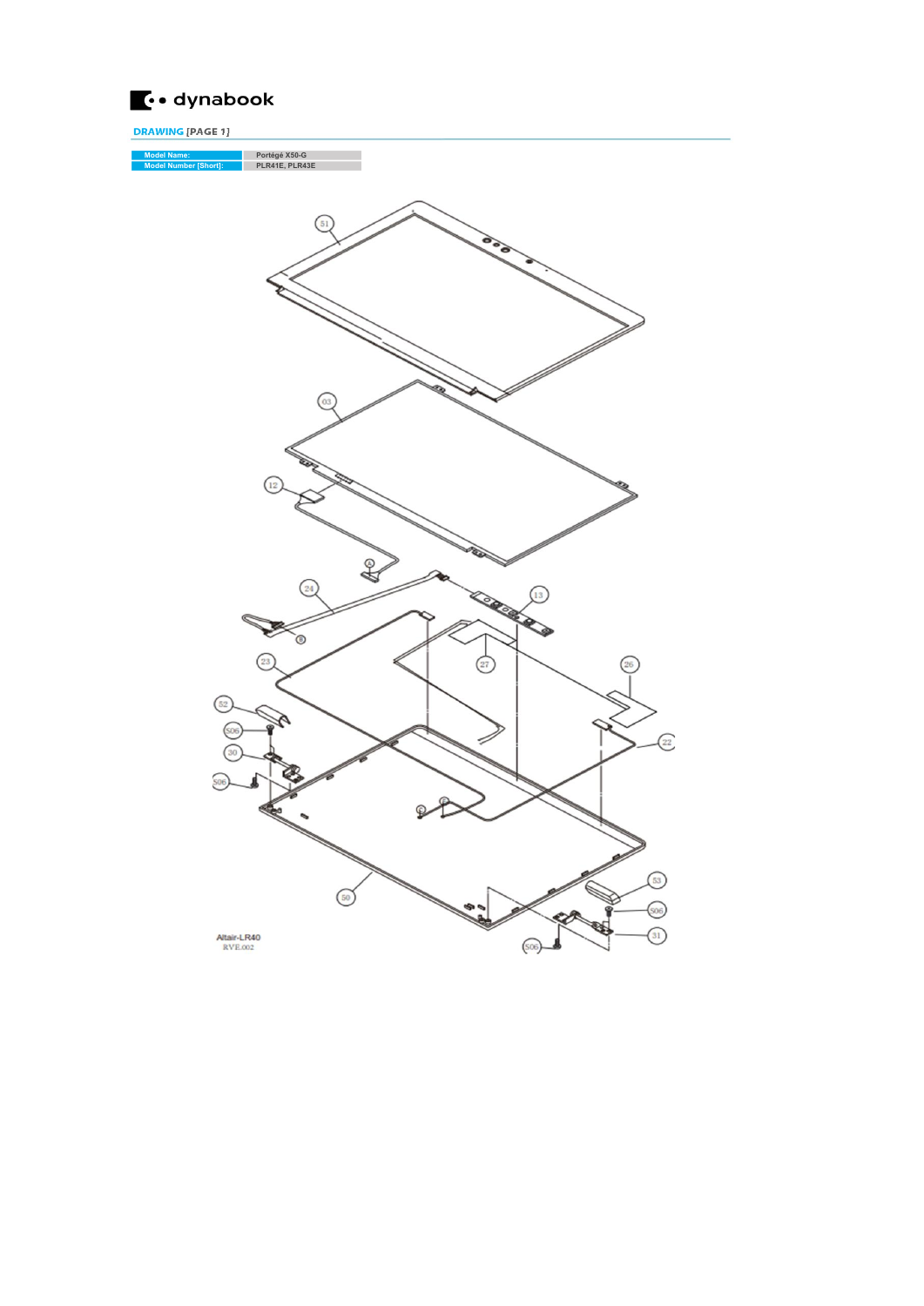dynabook

**DRAWING** [PAGE 1]

| Model Name: | Portégé X50-G |
| --- | --- |
| Model Number [Short]: | PLR41E, PLR43E |

51

03

12

24

13

23

27

26

52

S06

30

22

S06

53

50

S06

31

S06

Altair-LR40
RVE.002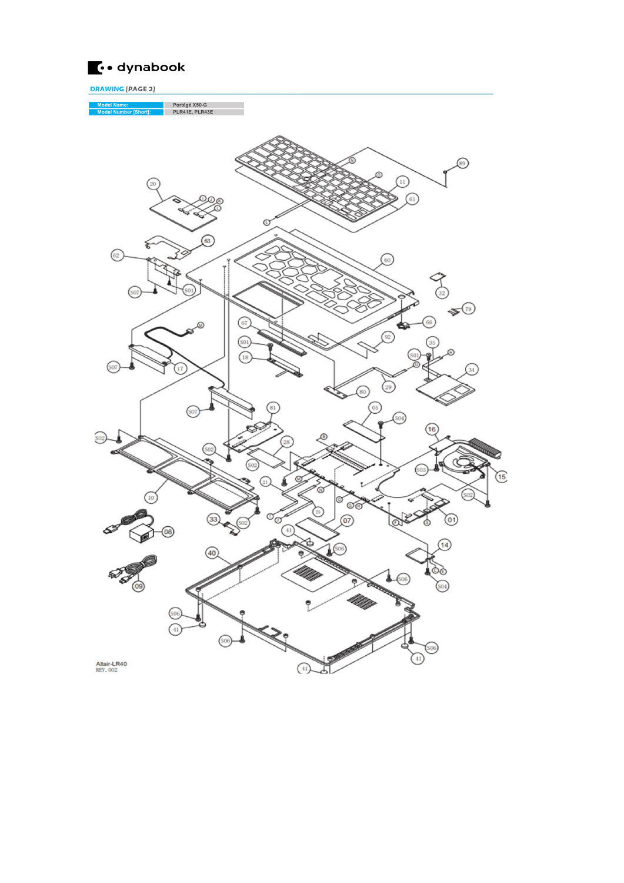dynabook

**DRAWING** [PAGE 2]

| | |
|---|---|
| Model Name: | Portégé X50-G |
| Model Number [Short]: | PLR41E, PLR43E |

Altair-LR40
REV. 002